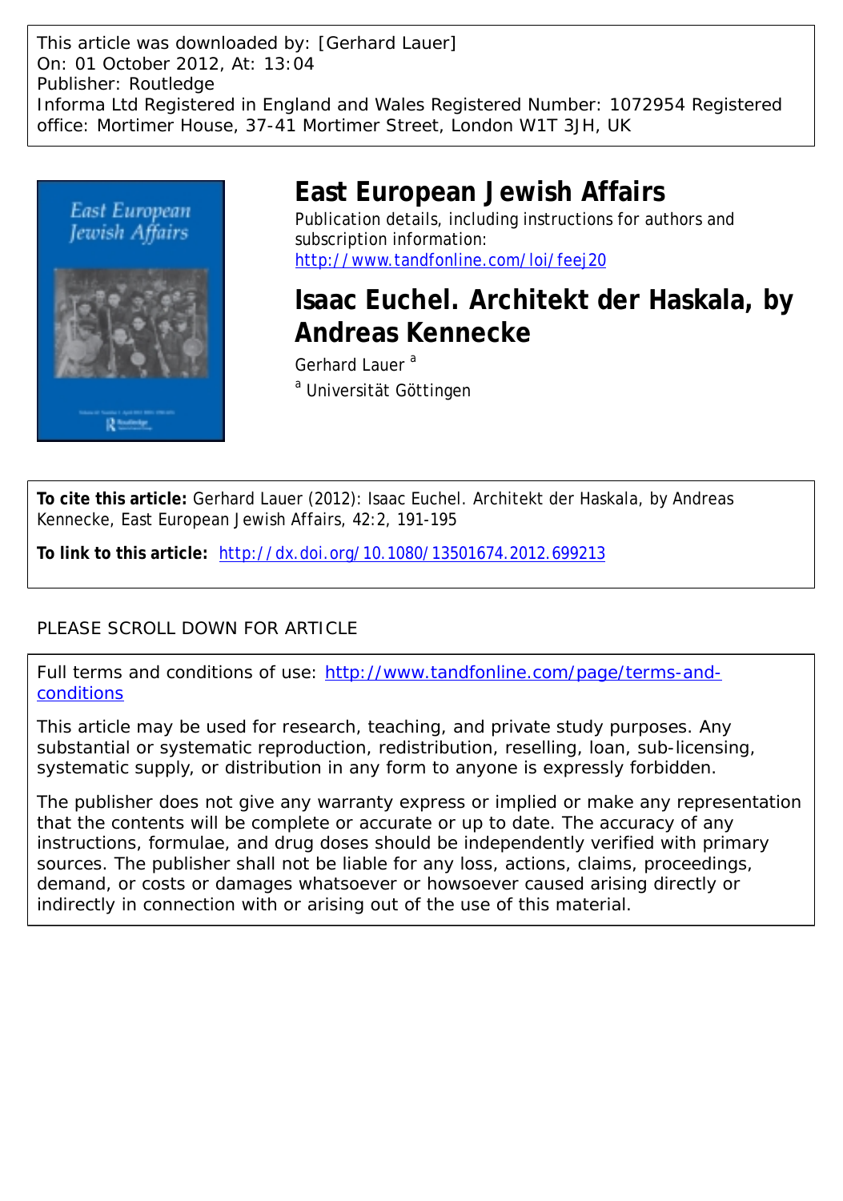This article was downloaded by: [Gerhard Lauer]
On: 01 October 2012, At: 13:04
Publisher: Routledge
Informa Ltd Registered in England and Wales Registered Number: 1072954 Registered office: Mortimer House, 37-41 Mortimer Street, London W1T 3JH, UK

# East European Jewish Affairs

Publication details, including instructions for authors and subscription information:
http://www.tandfonline.com/loi/feej20

# Isaac Euchel. Architekt der Haskala, by Andreas Kennecke

Gerhard Lauer [a]

[a] Universität Göttingen

**To cite this article:** Gerhard Lauer (2012): Isaac Euchel. Architekt der Haskala, by Andreas Kennecke, East European Jewish Affairs, 42:2, 191-195

**To link to this article:** http://dx.doi.org/10.1080/13501674.2012.699213

PLEASE SCROLL DOWN FOR ARTICLE

Full terms and conditions of use: http://www.tandfonline.com/page/terms-and-conditions

This article may be used for research, teaching, and private study purposes. Any substantial or systematic reproduction, redistribution, reselling, loan, sub-licensing, systematic supply, or distribution in any form to anyone is expressly forbidden.

The publisher does not give any warranty express or implied or make any representation that the contents will be complete or accurate or up to date. The accuracy of any instructions, formulae, and drug doses should be independently verified with primary sources. The publisher shall not be liable for any loss, actions, claims, proceedings, demand, or costs or damages whatsoever or howsoever caused arising directly or indirectly in connection with or arising out of the use of this material.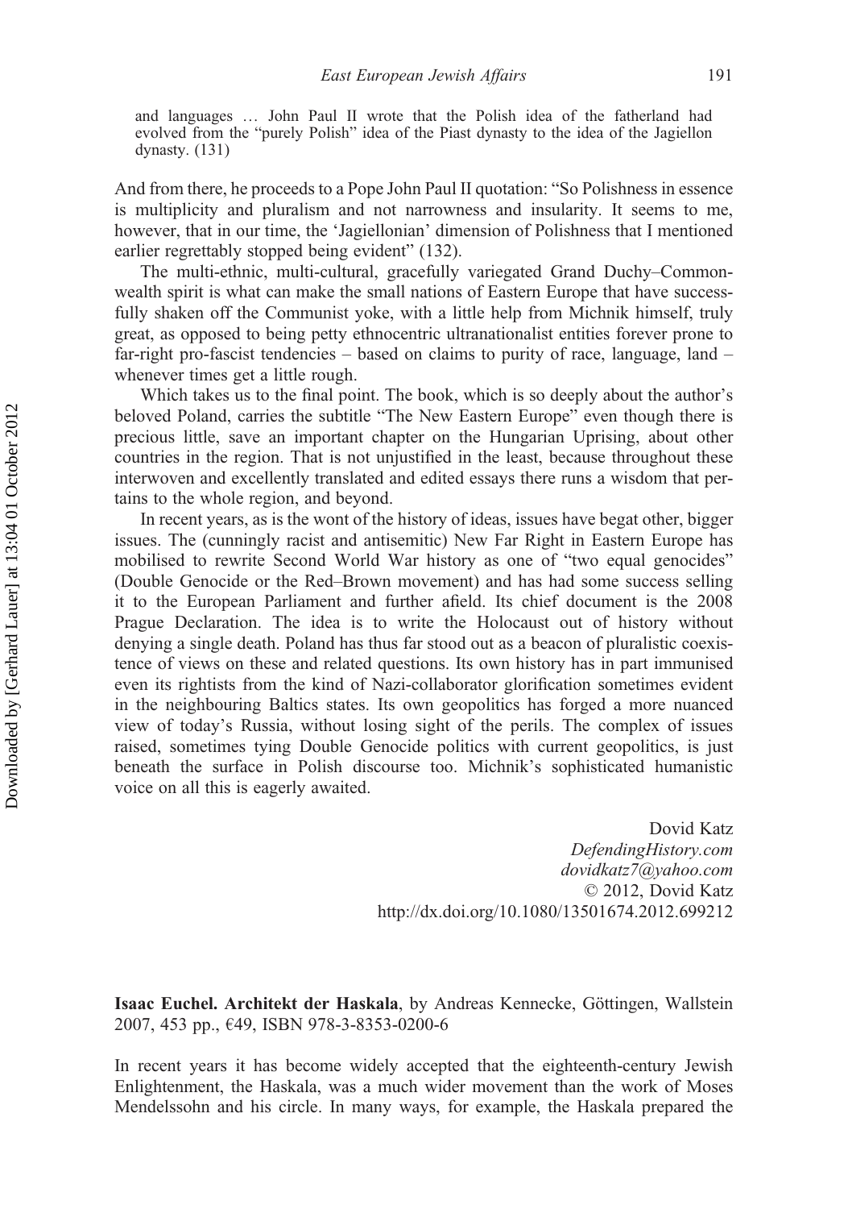and languages … John Paul II wrote that the Polish idea of the fatherland had evolved from the "purely Polish" idea of the Piast dynasty to the idea of the Jagiellon dynasty. (131)

And from there, he proceeds to a Pope John Paul II quotation: "So Polishness in essence is multiplicity and pluralism and not narrowness and insularity. It seems to me, however, that in our time, the 'Jagiellonian' dimension of Polishness that I mentioned earlier regrettably stopped being evident" (132).

The multi-ethnic, multi-cultural, gracefully variegated Grand Duchy–Commonwealth spirit is what can make the small nations of Eastern Europe that have successfully shaken off the Communist yoke, with a little help from Michnik himself, truly great, as opposed to being petty ethnocentric ultranationalist entities forever prone to far-right pro-fascist tendencies – based on claims to purity of race, language, land – whenever times get a little rough.

Which takes us to the final point. The book, which is so deeply about the author's beloved Poland, carries the subtitle "The New Eastern Europe" even though there is precious little, save an important chapter on the Hungarian Uprising, about other countries in the region. That is not unjustified in the least, because throughout these interwoven and excellently translated and edited essays there runs a wisdom that pertains to the whole region, and beyond.

In recent years, as is the wont of the history of ideas, issues have begat other, bigger issues. The (cunningly racist and antisemitic) New Far Right in Eastern Europe has mobilised to rewrite Second World War history as one of "two equal genocides" (Double Genocide or the Red–Brown movement) and has had some success selling it to the European Parliament and further afield. Its chief document is the 2008 Prague Declaration. The idea is to write the Holocaust out of history without denying a single death. Poland has thus far stood out as a beacon of pluralistic coexistence of views on these and related questions. Its own history has in part immunised even its rightists from the kind of Nazi-collaborator glorification sometimes evident in the neighbouring Baltics states. Its own geopolitics has forged a more nuanced view of today's Russia, without losing sight of the perils. The complex of issues raised, sometimes tying Double Genocide politics with current geopolitics, is just beneath the surface in Polish discourse too. Michnik's sophisticated humanistic voice on all this is eagerly awaited.

Dovid Katz  
*DefendingHistory.com*  
*dovidkatz7@yahoo.com*  
© 2012, Dovid Katz  
http://dx.doi.org/10.1080/13501674.2012.699212

**Isaac Euchel. Architekt der Haskala**, by Andreas Kennecke, Göttingen, Wallstein 2007, 453 pp., €49, ISBN 978-3-8353-0200-6

In recent years it has become widely accepted that the eighteenth-century Jewish Enlightenment, the Haskala, was a much wider movement than the work of Moses Mendelssohn and his circle. In many ways, for example, the Haskala prepared the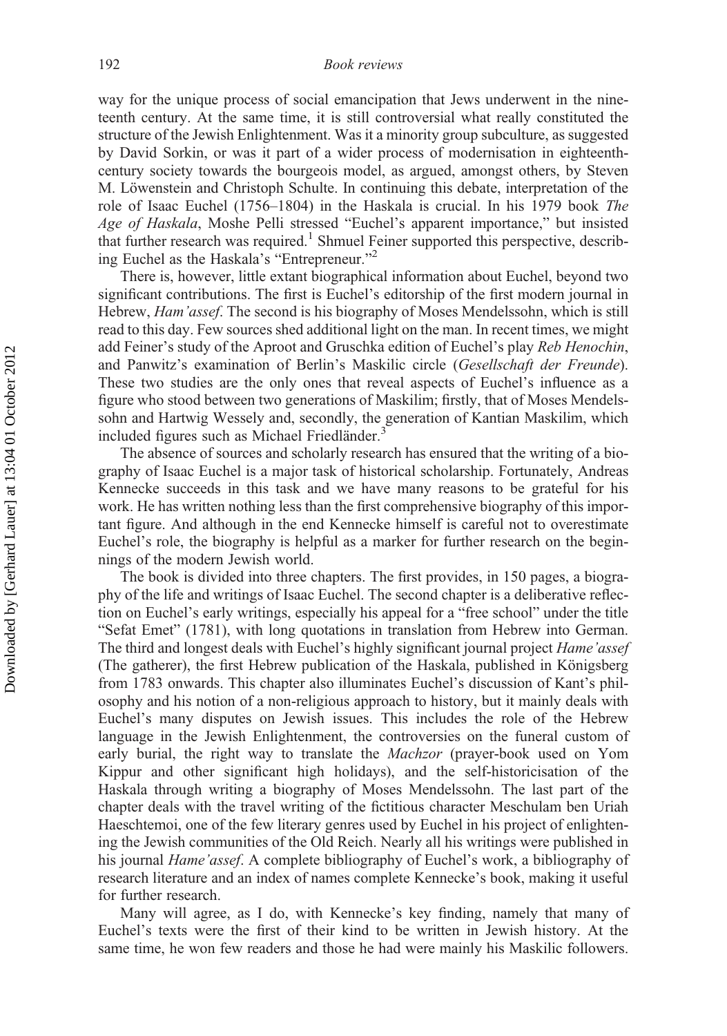way for the unique process of social emancipation that Jews underwent in the nineteenth century. At the same time, it is still controversial what really constituted the structure of the Jewish Enlightenment. Was it a minority group subculture, as suggested by David Sorkin, or was it part of a wider process of modernisation in eighteenth-century society towards the bourgeois model, as argued, amongst others, by Steven M. Löwenstein and Christoph Schulte. In continuing this debate, interpretation of the role of Isaac Euchel (1756–1804) in the Haskala is crucial. In his 1979 book *The Age of Haskala*, Moshe Pelli stressed "Euchel's apparent importance," but insisted that further research was required.[1] Shmuel Feiner supported this perspective, describing Euchel as the Haskala's "Entrepreneur."[2]

There is, however, little extant biographical information about Euchel, beyond two significant contributions. The first is Euchel's editorship of the first modern journal in Hebrew, *Ham'assef*. The second is his biography of Moses Mendelssohn, which is still read to this day. Few sources shed additional light on the man. In recent times, we might add Feiner's study of the Aproot and Gruschka edition of Euchel's play *Reb Henochin*, and Panwitz's examination of Berlin's Maskilic circle (*Gesellschaft der Freunde*). These two studies are the only ones that reveal aspects of Euchel's influence as a figure who stood between two generations of Maskilim; firstly, that of Moses Mendelssohn and Hartwig Wessely and, secondly, the generation of Kantian Maskilim, which included figures such as Michael Friedländer.[3]

The absence of sources and scholarly research has ensured that the writing of a biography of Isaac Euchel is a major task of historical scholarship. Fortunately, Andreas Kennecke succeeds in this task and we have many reasons to be grateful for his work. He has written nothing less than the first comprehensive biography of this important figure. And although in the end Kennecke himself is careful not to overestimate Euchel's role, the biography is helpful as a marker for further research on the beginnings of the modern Jewish world.

The book is divided into three chapters. The first provides, in 150 pages, a biography of the life and writings of Isaac Euchel. The second chapter is a deliberative reflection on Euchel's early writings, especially his appeal for a "free school" under the title "Sefat Emet" (1781), with long quotations in translation from Hebrew into German. The third and longest deals with Euchel's highly significant journal project *Hame'assef* (The gatherer), the first Hebrew publication of the Haskala, published in Königsberg from 1783 onwards. This chapter also illuminates Euchel's discussion of Kant's philosophy and his notion of a non-religious approach to history, but it mainly deals with Euchel's many disputes on Jewish issues. This includes the role of the Hebrew language in the Jewish Enlightenment, the controversies on the funeral custom of early burial, the right way to translate the *Machzor* (prayer-book used on Yom Kippur and other significant high holidays), and the self-historicisation of the Haskala through writing a biography of Moses Mendelssohn. The last part of the chapter deals with the travel writing of the fictitious character Meschulam ben Uriah Haeschtemoi, one of the few literary genres used by Euchel in his project of enlightening the Jewish communities of the Old Reich. Nearly all his writings were published in his journal *Hame'assef*. A complete bibliography of Euchel's work, a bibliography of research literature and an index of names complete Kennecke's book, making it useful for further research.

Many will agree, as I do, with Kennecke's key finding, namely that many of Euchel's texts were the first of their kind to be written in Jewish history. At the same time, he won few readers and those he had were mainly his Maskilic followers.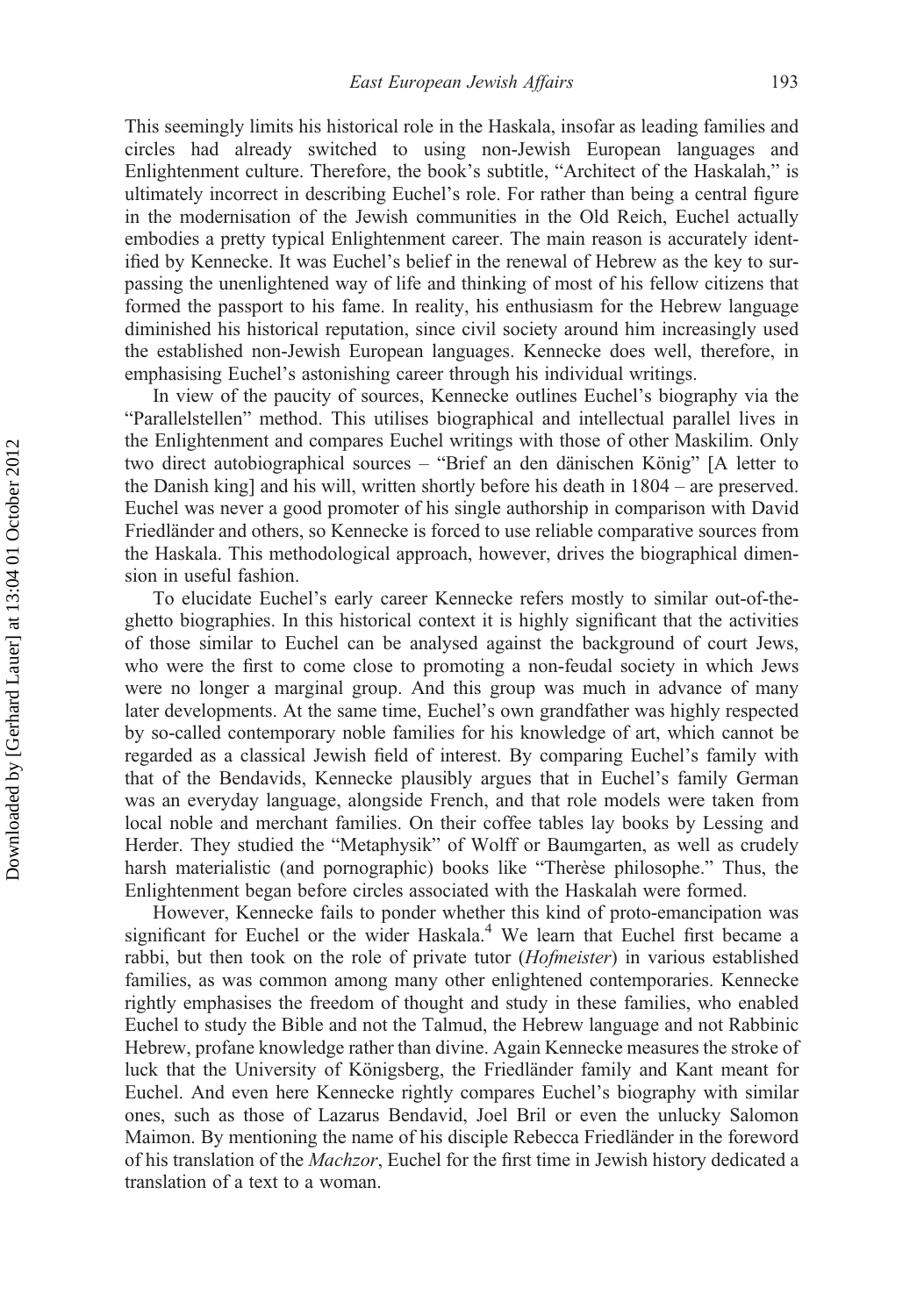This seemingly limits his historical role in the Haskala, insofar as leading families and circles had already switched to using non-Jewish European languages and Enlightenment culture. Therefore, the book's subtitle, "Architect of the Haskalah," is ultimately incorrect in describing Euchel's role. For rather than being a central figure in the modernisation of the Jewish communities in the Old Reich, Euchel actually embodies a pretty typical Enlightenment career. The main reason is accurately identified by Kennecke. It was Euchel's belief in the renewal of Hebrew as the key to surpassing the unenlightened way of life and thinking of most of his fellow citizens that formed the passport to his fame. In reality, his enthusiasm for the Hebrew language diminished his historical reputation, since civil society around him increasingly used the established non-Jewish European languages. Kennecke does well, therefore, in emphasising Euchel's astonishing career through his individual writings.

In view of the paucity of sources, Kennecke outlines Euchel's biography via the "Parallelstellen" method. This utilises biographical and intellectual parallel lives in the Enlightenment and compares Euchel writings with those of other Maskilim. Only two direct autobiographical sources – "Brief an den dänischen König" [A letter to the Danish king] and his will, written shortly before his death in 1804 – are preserved. Euchel was never a good promoter of his single authorship in comparison with David Friedländer and others, so Kennecke is forced to use reliable comparative sources from the Haskala. This methodological approach, however, drives the biographical dimension in useful fashion.

To elucidate Euchel's early career Kennecke refers mostly to similar out-of-the-ghetto biographies. In this historical context it is highly significant that the activities of those similar to Euchel can be analysed against the background of court Jews, who were the first to come close to promoting a non-feudal society in which Jews were no longer a marginal group. And this group was much in advance of many later developments. At the same time, Euchel's own grandfather was highly respected by so-called contemporary noble families for his knowledge of art, which cannot be regarded as a classical Jewish field of interest. By comparing Euchel's family with that of the Bendavids, Kennecke plausibly argues that in Euchel's family German was an everyday language, alongside French, and that role models were taken from local noble and merchant families. On their coffee tables lay books by Lessing and Herder. They studied the "Metaphysik" of Wolff or Baumgarten, as well as crudely harsh materialistic (and pornographic) books like "Therèse philosophe." Thus, the Enlightenment began before circles associated with the Haskalah were formed.

However, Kennecke fails to ponder whether this kind of proto-emancipation was significant for Euchel or the wider Haskala.[4] We learn that Euchel first became a rabbi, but then took on the role of private tutor (*Hofmeister*) in various established families, as was common among many other enlightened contemporaries. Kennecke rightly emphasises the freedom of thought and study in these families, who enabled Euchel to study the Bible and not the Talmud, the Hebrew language and not Rabbinic Hebrew, profane knowledge rather than divine. Again Kennecke measures the stroke of luck that the University of Königsberg, the Friedländer family and Kant meant for Euchel. And even here Kennecke rightly compares Euchel's biography with similar ones, such as those of Lazarus Bendavid, Joel Bril or even the unlucky Salomon Maimon. By mentioning the name of his disciple Rebecca Friedländer in the foreword of his translation of the *Machzor*, Euchel for the first time in Jewish history dedicated a translation of a text to a woman.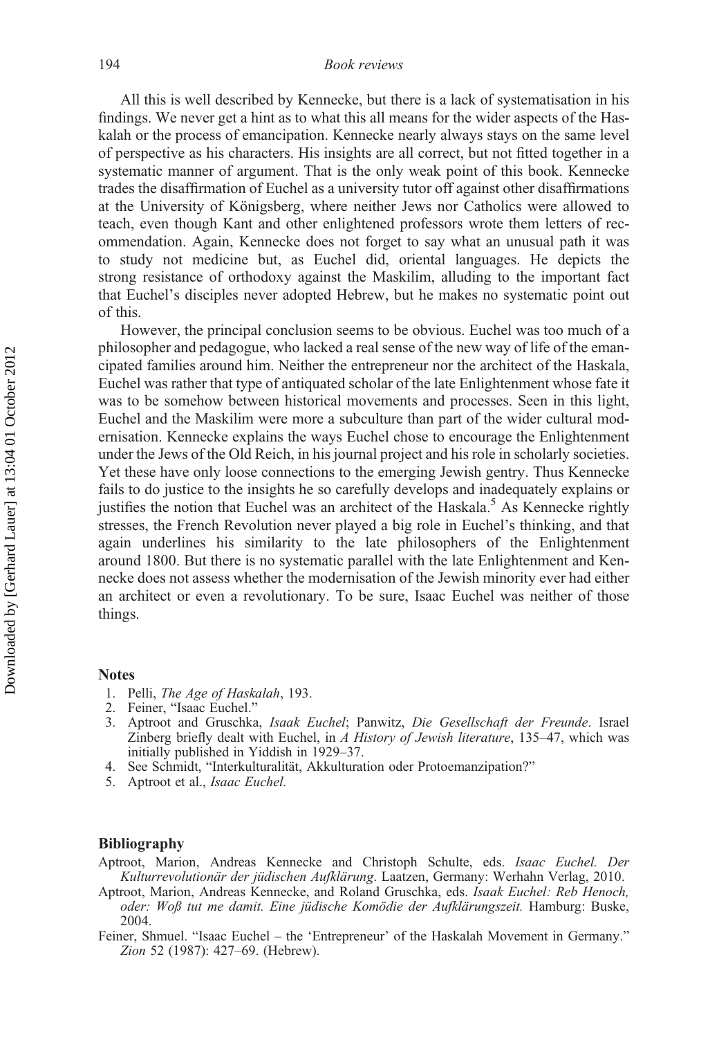All this is well described by Kennecke, but there is a lack of systematisation in his findings. We never get a hint as to what this all means for the wider aspects of the Haskalah or the process of emancipation. Kennecke nearly always stays on the same level of perspective as his characters. His insights are all correct, but not fitted together in a systematic manner of argument. That is the only weak point of this book. Kennecke trades the disaffirmation of Euchel as a university tutor off against other disaffirmations at the University of Königsberg, where neither Jews nor Catholics were allowed to teach, even though Kant and other enlightened professors wrote them letters of recommendation. Again, Kennecke does not forget to say what an unusual path it was to study not medicine but, as Euchel did, oriental languages. He depicts the strong resistance of orthodoxy against the Maskilim, alluding to the important fact that Euchel's disciples never adopted Hebrew, but he makes no systematic point out of this.

However, the principal conclusion seems to be obvious. Euchel was too much of a philosopher and pedagogue, who lacked a real sense of the new way of life of the emancipated families around him. Neither the entrepreneur nor the architect of the Haskala, Euchel was rather that type of antiquated scholar of the late Enlightenment whose fate it was to be somehow between historical movements and processes. Seen in this light, Euchel and the Maskilim were more a subculture than part of the wider cultural modernisation. Kennecke explains the ways Euchel chose to encourage the Enlightenment under the Jews of the Old Reich, in his journal project and his role in scholarly societies. Yet these have only loose connections to the emerging Jewish gentry. Thus Kennecke fails to do justice to the insights he so carefully develops and inadequately explains or justifies the notion that Euchel was an architect of the Haskala.[5] As Kennecke rightly stresses, the French Revolution never played a big role in Euchel's thinking, and that again underlines his similarity to the late philosophers of the Enlightenment around 1800. But there is no systematic parallel with the late Enlightenment and Kennecke does not assess whether the modernisation of the Jewish minority ever had either an architect or even a revolutionary. To be sure, Isaac Euchel was neither of those things.

## Notes

1. Pelli, *The Age of Haskalah*, 193.
2. Feiner, "Isaac Euchel."
3. Aptroot and Gruschka, *Isaak Euchel*; Panwitz, *Die Gesellschaft der Freunde*. Israel Zinberg briefly dealt with Euchel, in *A History of Jewish literature*, 135–47, which was initially published in Yiddish in 1929–37.
4. See Schmidt, "Interkulturalität, Akkulturation oder Protoemanzipation?"
5. Aptroot et al., *Isaac Euchel.*

## Bibliography

Aptroot, Marion, Andreas Kennecke and Christoph Schulte, eds. *Isaac Euchel. Der Kulturrevolutionär der jüdischen Aufklärung*. Laatzen, Germany: Werhahn Verlag, 2010.

Aptroot, Marion, Andreas Kennecke, and Roland Gruschka, eds. *Isaak Euchel: Reb Henoch, oder: Woß tut me damit. Eine jüdische Komödie der Aufklärungszeit.* Hamburg: Buske, 2004.

Feiner, Shmuel. "Isaac Euchel – the 'Entrepreneur' of the Haskalah Movement in Germany." *Zion* 52 (1987): 427–69. (Hebrew).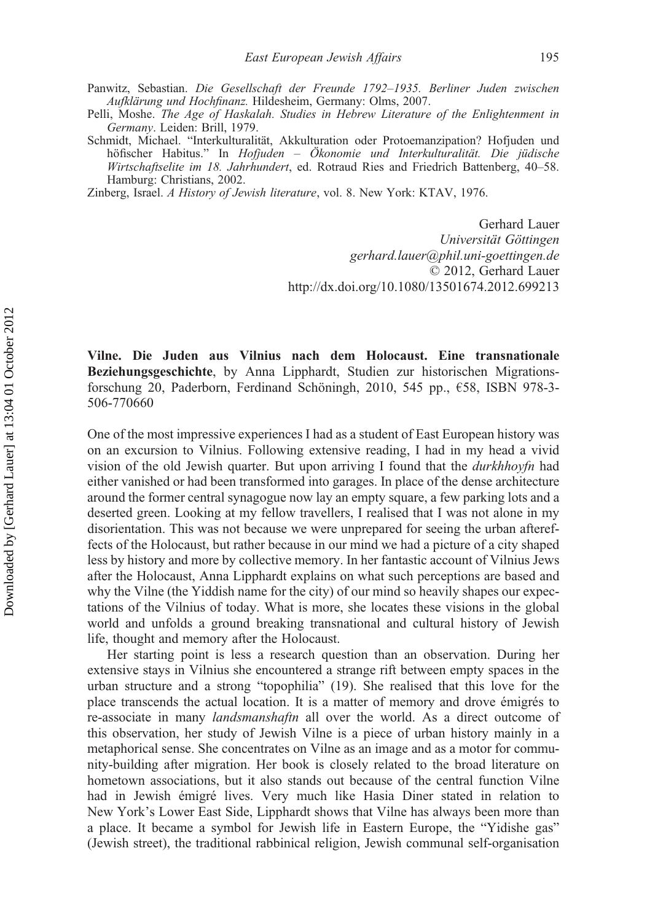Panwitz, Sebastian. *Die Gesellschaft der Freunde 1792–1935. Berliner Juden zwischen Aufklärung und Hochfinanz.* Hildesheim, Germany: Olms, 2007.

Pelli, Moshe. *The Age of Haskalah. Studies in Hebrew Literature of the Enlightenment in Germany*. Leiden: Brill, 1979.

Schmidt, Michael. "Interkulturalität, Akkulturation oder Protoemanzipation? Hofjuden und höfischer Habitus." In *Hofjuden – Ökonomie und Interkulturalität. Die jüdische Wirtschaftselite im 18. Jahrhundert*, ed. Rotraud Ries and Friedrich Battenberg, 40–58. Hamburg: Christians, 2002.

Zinberg, Israel. *A History of Jewish literature*, vol. 8. New York: KTAV, 1976.

Gerhard Lauer
*Universität Göttingen*
*gerhard.lauer@phil.uni-goettingen.de*
© 2012, Gerhard Lauer
http://dx.doi.org/10.1080/13501674.2012.699213

**Vilne. Die Juden aus Vilnius nach dem Holocaust. Eine transnationale Beziehungsgeschichte**, by Anna Lipphardt, Studien zur historischen Migrationsforschung 20, Paderborn, Ferdinand Schöningh, 2010, 545 pp., €58, ISBN 978-3-506-770660

One of the most impressive experiences I had as a student of East European history was on an excursion to Vilnius. Following extensive reading, I had in my head a vivid vision of the old Jewish quarter. But upon arriving I found that the *durkhhoyfn* had either vanished or had been transformed into garages. In place of the dense architecture around the former central synagogue now lay an empty square, a few parking lots and a deserted green. Looking at my fellow travellers, I realised that I was not alone in my disorientation. This was not because we were unprepared for seeing the urban aftereffects of the Holocaust, but rather because in our mind we had a picture of a city shaped less by history and more by collective memory. In her fantastic account of Vilnius Jews after the Holocaust, Anna Lipphardt explains on what such perceptions are based and why the Vilne (the Yiddish name for the city) of our mind so heavily shapes our expectations of the Vilnius of today. What is more, she locates these visions in the global world and unfolds a ground breaking transnational and cultural history of Jewish life, thought and memory after the Holocaust.

Her starting point is less a research question than an observation. During her extensive stays in Vilnius she encountered a strange rift between empty spaces in the urban structure and a strong "topophilia" (19). She realised that this love for the place transcends the actual location. It is a matter of memory and drove émigrés to re-associate in many *landsmanshaftn* all over the world. As a direct outcome of this observation, her study of Jewish Vilne is a piece of urban history mainly in a metaphorical sense. She concentrates on Vilne as an image and as a motor for community-building after migration. Her book is closely related to the broad literature on hometown associations, but it also stands out because of the central function Vilne had in Jewish émigré lives. Very much like Hasia Diner stated in relation to New York's Lower East Side, Lipphardt shows that Vilne has always been more than a place. It became a symbol for Jewish life in Eastern Europe, the "Yidishe gas" (Jewish street), the traditional rabbinical religion, Jewish communal self-organisation